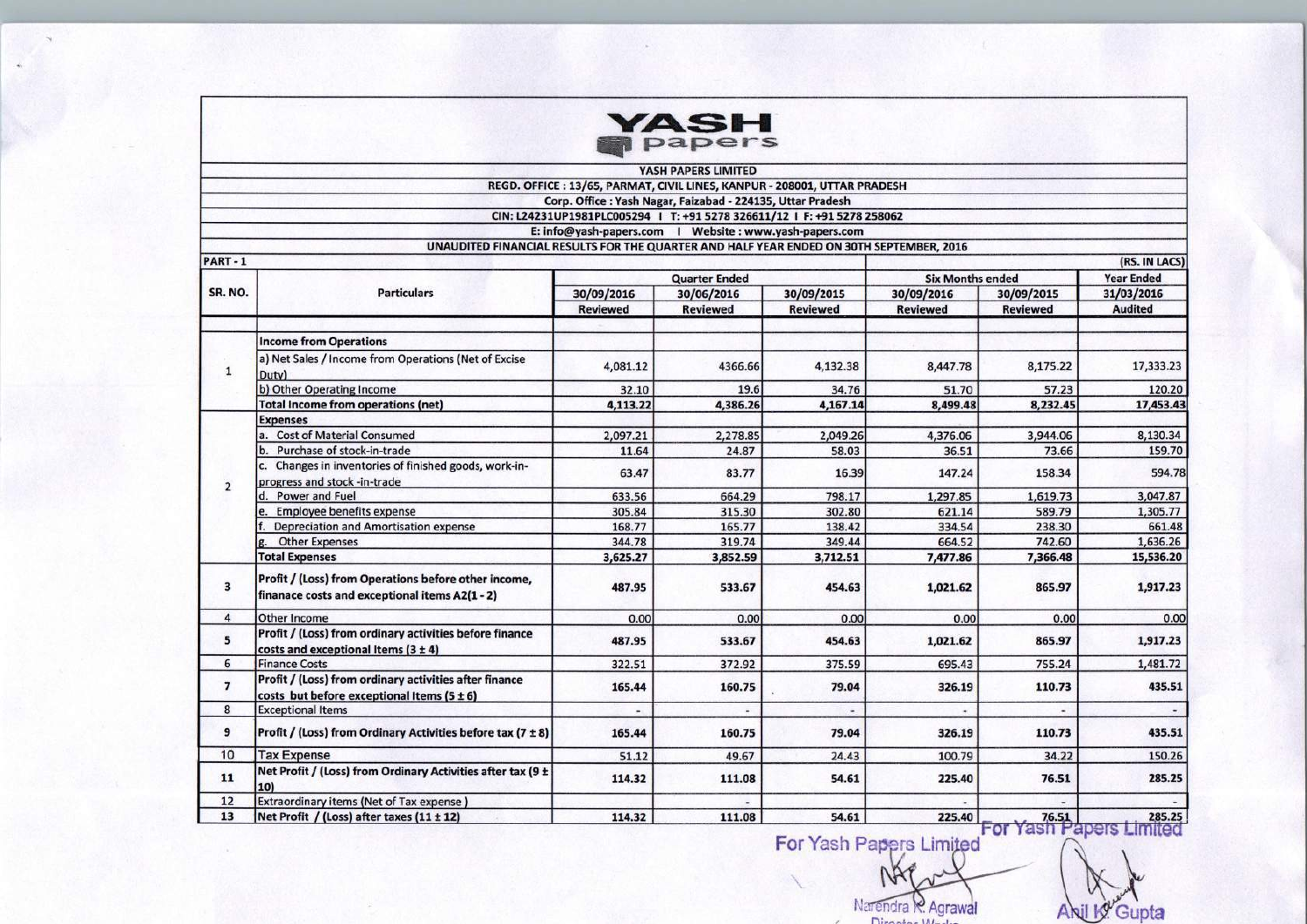# YASH papers

**YASH PAPERS LIMITED**

REGD. OFFICE : 13/65, PARMAT, CIVIL LINES, KANPUR - 208001, UTTAR PRADESH

Corp. Office : Yash Nagar, Faizabad - 224135, Uttar Pradesh

CIN: L24231UP1981PLC005294 I T: +91 5278 326611/12 I F: +91 5278 258062

E: info@yash-papers.com I Website : www.yash-papers.com

**UNAUDITED FINANCIAL RESULTS FOR THE QUARTER AND HALF YEAR ENDED ON 30TH SEPTEMBER, 2016**

PART - 1 (RS. IN LACS)

| SR. NO. | Particulars | Quarter Ended | | | Six Months ended | | Year Ended |
|---|---|---|---|---|---|---|---|
| | | 30/09/2016 | 30/06/2016 | 30/09/2015 | 30/09/2016 | 30/09/2015 | 31/03/2016 |
| | | Reviewed | Reviewed | Reviewed | Reviewed | Reviewed | Audited |
| 1 | **Income from Operations** | | | | | | |
| | a) Net Sales / Income from Operations (Net of Excise Duty) | 4,081.12 | 4366.66 | 4,132.38 | 8,447.78 | 8,175.22 | 17,333.23 |
| | b) Other Operating Income | 32.10 | 19.6 | 34.76 | 51.70 | 57.23 | 120.20 |
| | **Total Income from operations (net)** | **4,113.22** | **4,386.26** | **4,167.14** | **8,499.48** | **8,232.45** | **17,453.43** |
| 2 | **Expenses** | | | | | | |
| | a. Cost of Material Consumed | 2,097.21 | 2,278.85 | 2,049.26 | 4,376.06 | 3,944.06 | 8,130.34 |
| | b. Purchase of stock-in-trade | 11.64 | 24.87 | 58.03 | 36.51 | 73.66 | 159.70 |
| | c. Changes in inventories of finished goods, work-in-progress and stock -in-trade | 63.47 | 83.77 | 16.39 | 147.24 | 158.34 | 594.78 |
| | d. Power and Fuel | 633.56 | 664.29 | 798.17 | 1,297.85 | 1,619.73 | 3,047.87 |
| | e. Employee benefits expense | 305.84 | 315.30 | 302.80 | 621.14 | 589.79 | 1,305.77 |
| | f. Depreciation and Amortisation expense | 168.77 | 165.77 | 138.42 | 334.54 | 238.30 | 661.48 |
| | g. Other Expenses | 344.78 | 319.74 | 349.44 | 664.52 | 742.60 | 1,636.26 |
| | **Total Expenses** | **3,625.27** | **3,852.59** | **3,712.51** | **7,477.86** | **7,366.48** | **15,536.20** |
| 3 | **Profit / (Loss) from Operations before other income, finanace costs and exceptional items A2(1 - 2)** | **487.95** | **533.67** | **454.63** | **1,021.62** | **865.97** | **1,917.23** |
| 4 | Other Income | 0.00 | 0.00 | 0.00 | 0.00 | 0.00 | 0.00 |
| 5 | **Profit / (Loss) from ordinary activities before finance costs and exceptional Items (3 ± 4)** | **487.95** | **533.67** | **454.63** | **1,021.62** | **865.97** | **1,917.23** |
| 6 | Finance Costs | 322.51 | 372.92 | 375.59 | 695.43 | 755.24 | 1,481.72 |
| 7 | **Profit / (Loss) from ordinary activities after finance costs but before exceptional Items (5 ± 6)** | **165.44** | **160.75** | **79.04** | **326.19** | **110.73** | **435.51** |
| 8 | Exceptional Items | - | - | - | - | - | - |
| 9 | **Profit / (Loss) from Ordinary Activities before tax (7 ± 8)** | **165.44** | **160.75** | **79.04** | **326.19** | **110.73** | **435.51** |
| 10 | Tax Expense | 51.12 | 49.67 | 24.43 | 100.79 | 34.22 | 150.26 |
| 11 | **Net Profit / (Loss) from Ordinary Activities after tax (9 ± 10)** | **114.32** | **111.08** | **54.61** | **225.40** | **76.51** | **285.25** |
| 12 | Extraordinary items (Net of Tax expense ) | | - | | - | - | - |
| 13 | **Net Profit / (Loss) after taxes (11 ± 12)** | **114.32** | **111.08** | **54.61** | **225.40** | **76.51** | **285.25** |

For Yash Papers Limited

Narendra K. Agrawal

For Yash Papers Limited

Anil K. Gupta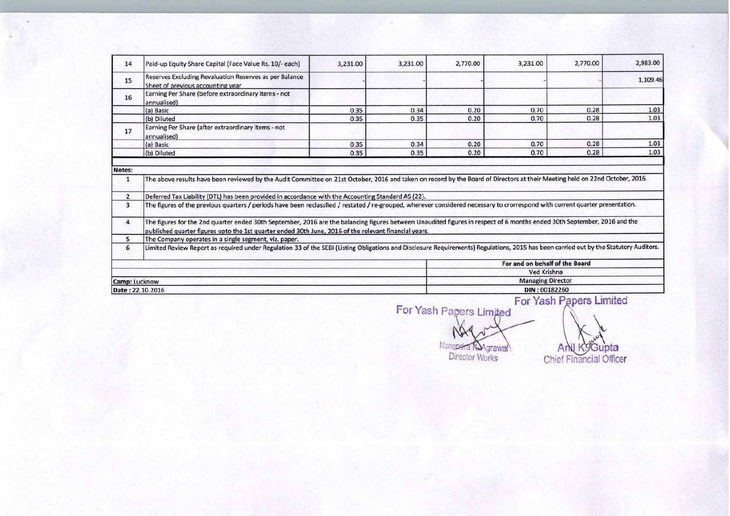| 14 | Paid-up Equity Share Capital (Face Value Rs. 10/- each) | 3,231.00 | 3,231.00 | 2,770.00 | 3,231.00 | 2,770.00 | 2,983.00 |
|---|---|---|---|---|---|---|---|
| 15 | Reserves Excluding Revaluation Reserves as per Balance Sheet of previous accounting year | - | - | - | - | - | 1,109.46 |
| 16 | Earning Per Share (before extraordinary items - not annualised) | | | | | | |
| | (a) Basic | 0.35 | 0.34 | 0.20 | 0.70 | 0.28 | 1.03 |
| | (b) Diluted | 0.35 | 0.35 | 0.20 | 0.70 | 0.28 | 1.03 |
| 17 | Earning Per Share (after extraordinary items - not annualised) | | | | | | |
| | (a) Basic | 0.35 | 0.34 | 0.20 | 0.70 | 0.28 | 1.03 |
| | (b) Diluted | 0.35 | 0.35 | 0.20 | 0.70 | 0.28 | 1.03 |

**Notes:**

1. The above results have been reviewed by the Audit Committee on 21st October, 2016 and taken on record by the Board of Directors at their Meeting held on 22nd October, 2016.
2. Deferred Tax Liability (DTL) has been provided in accordance with the Accounting Standard AS (22).
3. The figures of the previous quarters / periods have been reclassfied / restated / re-grouped, wherever considered necessary to crorrespond with current quarter presentation.
4. The figures for the 2nd quarter ended 30th September, 2016 are the balancing figures between Unaudited figures in respect of 6 months ended 30th September, 2016 and the published quarter figures upto the 1st quarter ended 30th June, 2016 of the relevant financial years.
5. The Company operates in a single segment, viz. paper.
6. Limited Review Report as required under Regulation 33 of the SEBI (Listing Obligations and Disclosure Requirements) Regulations, 2015 has been carried out by the Statutory Auditors.

For and on behalf of the Board
Ved Krishna
Managing Director
DIN : 00182260

**Camp:** Lucknow
**Date :** 22.10.2016

For Yash Papers Limited
Narendra K. Agrawal
Director Works

For Yash Papers Limited
Anil K. Gupta
Chief Financial Officer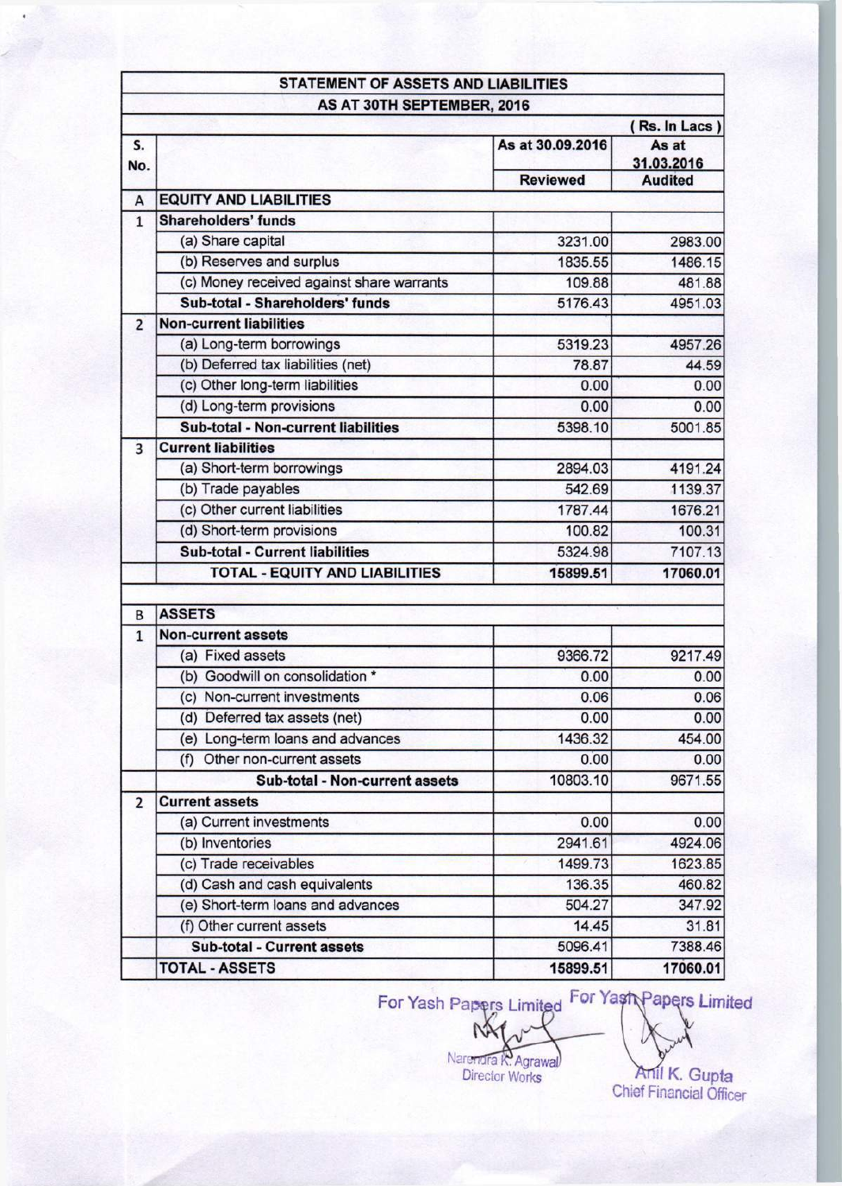| STATEMENT OF ASSETS AND LIABILITIES | | | |
|---|---|---|---|
| AS AT 30TH SEPTEMBER, 2016 | | | |
| | | | ( Rs. In Lacs ) |
| S. No. | | As at 30.09.2016 | As at 31.03.2016 |
| | | Reviewed | Audited |
| A | **EQUITY AND LIABILITIES** | | |
| 1 | **Shareholders' funds** | | |
| | (a) Share capital | 3231.00 | 2983.00 |
| | (b) Reserves and surplus | 1835.55 | 1486.15 |
| | (c) Money received against share warrants | 109.88 | 481.88 |
| | **Sub-total - Shareholders' funds** | 5176.43 | 4951.03 |
| 2 | **Non-current liabilities** | | |
| | (a) Long-term borrowings | 5319.23 | 4957.26 |
| | (b) Deferred tax liabilities (net) | 78.87 | 44.59 |
| | (c) Other long-term liabilities | 0.00 | 0.00 |
| | (d) Long-term provisions | 0.00 | 0.00 |
| | **Sub-total - Non-current liabilities** | 5398.10 | 5001.85 |
| 3 | **Current liabilities** | | |
| | (a) Short-term borrowings | 2894.03 | 4191.24 |
| | (b) Trade payables | 542.69 | 1139.37 |
| | (c) Other current liabilities | 1787.44 | 1676.21 |
| | (d) Short-term provisions | 100.82 | 100.31 |
| | **Sub-total - Current liabilities** | 5324.98 | 7107.13 |
| | **TOTAL - EQUITY AND LIABILITIES** | **15899.51** | **17060.01** |
| | | | |
| B | **ASSETS** | | |
| 1 | **Non-current assets** | | |
| | (a) Fixed assets | 9366.72 | 9217.49 |
| | (b) Goodwill on consolidation * | 0.00 | 0.00 |
| | (c) Non-current investments | 0.06 | 0.06 |
| | (d) Deferred tax assets (net) | 0.00 | 0.00 |
| | (e) Long-term loans and advances | 1436.32 | 454.00 |
| | (f) Other non-current assets | 0.00 | 0.00 |
| | **Sub-total - Non-current assets** | 10803.10 | 9671.55 |
| 2 | **Current assets** | | |
| | (a) Current investments | 0.00 | 0.00 |
| | (b) Inventories | 2941.61 | 4924.06 |
| | (c) Trade receivables | 1499.73 | 1623.85 |
| | (d) Cash and cash equivalents | 136.35 | 460.82 |
| | (e) Short-term loans and advances | 504.27 | 347.92 |
| | (f) Other current assets | 14.45 | 31.81 |
| | **Sub-total - Current assets** | 5096.41 | 7388.46 |
| | **TOTAL - ASSETS** | **15899.51** | **17060.01** |

For Yash Papers Limited

Narendra K. Agrawal
Director Works

For Yash Papers Limited

Anil K. Gupta
Chief Financial Officer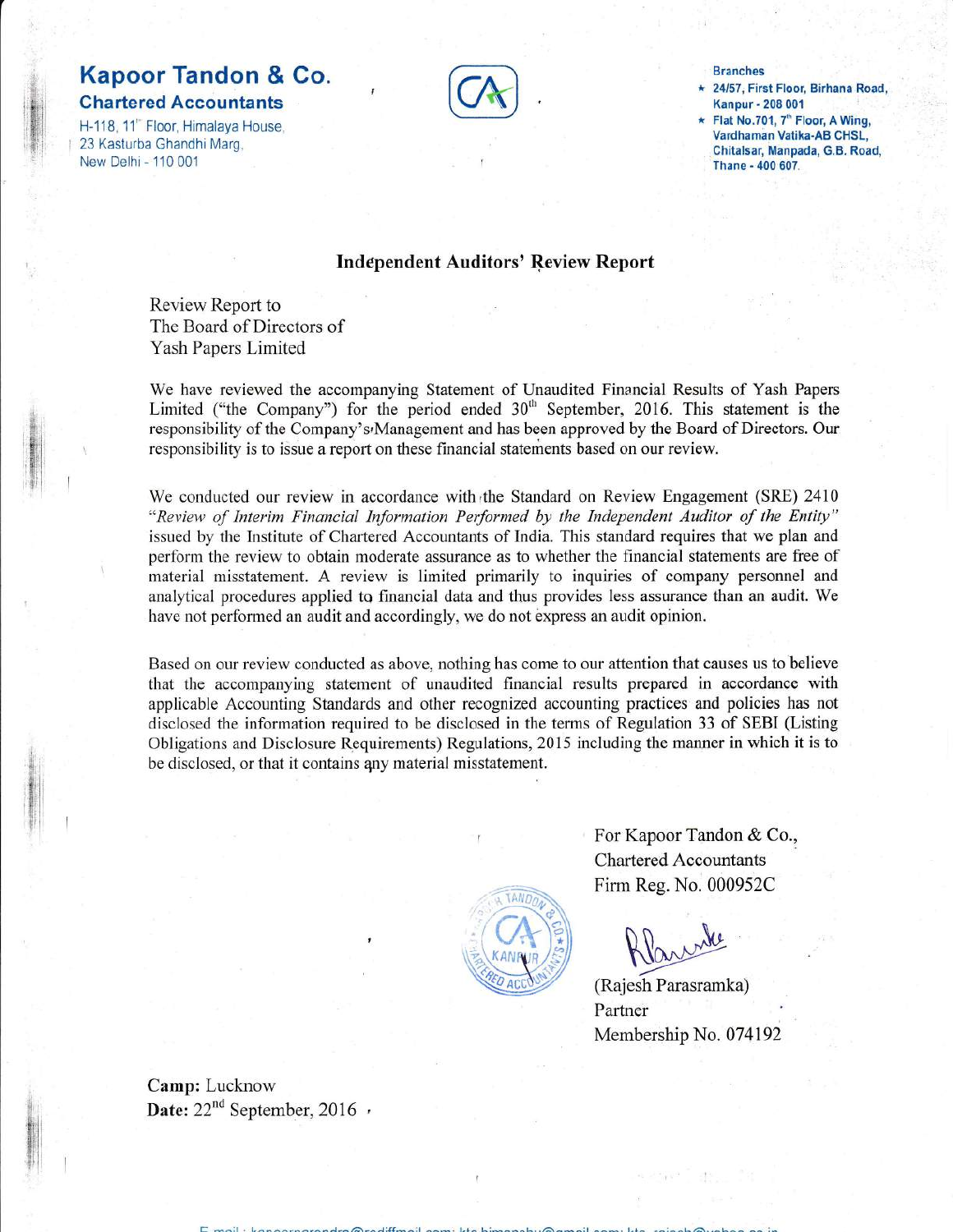# Kapoor Tandon & Co.

**Chartered Accountants**

H-118, 11th Floor, Himalaya House,
23 Kasturba Ghandhi Marg,
New Delhi - 110 001

Branches

- 24/57, First Floor, Birhana Road, Kanpur - 208 001
- Flat No.701, 7th Floor, A Wing, Vardhaman Vatika-AB CHSL, Chitalsar, Manpada, G.B. Road, Thane - 400 607.

## Independent Auditors' Review Report

Review Report to
The Board of Directors of
Yash Papers Limited

We have reviewed the accompanying Statement of Unaudited Financial Results of Yash Papers Limited ("the Company") for the period ended 30th September, 2016. This statement is the responsibility of the Company's Management and has been approved by the Board of Directors. Our responsibility is to issue a report on these financial statements based on our review.

We conducted our review in accordance with the Standard on Review Engagement (SRE) 2410 "*Review of Interim Financial Information Performed by the Independent Auditor of the Entity*" issued by the Institute of Chartered Accountants of India. This standard requires that we plan and perform the review to obtain moderate assurance as to whether the financial statements are free of material misstatement. A review is limited primarily to inquiries of company personnel and analytical procedures applied to financial data and thus provides less assurance than an audit. We have not performed an audit and accordingly, we do not express an audit opinion.

Based on our review conducted as above, nothing has come to our attention that causes us to believe that the accompanying statement of unaudited financial results prepared in accordance with applicable Accounting Standards and other recognized accounting practices and policies has not disclosed the information required to be disclosed in the terms of Regulation 33 of SEBI (Listing Obligations and Disclosure Requirements) Regulations, 2015 including the manner in which it is to be disclosed, or that it contains any material misstatement.

For Kapoor Tandon & Co.,
Chartered Accountants
Firm Reg. No. 000952C

(Rajesh Parasramka)
Partner
Membership No. 074192

**Camp:** Lucknow
**Date:** 22nd September, 2016